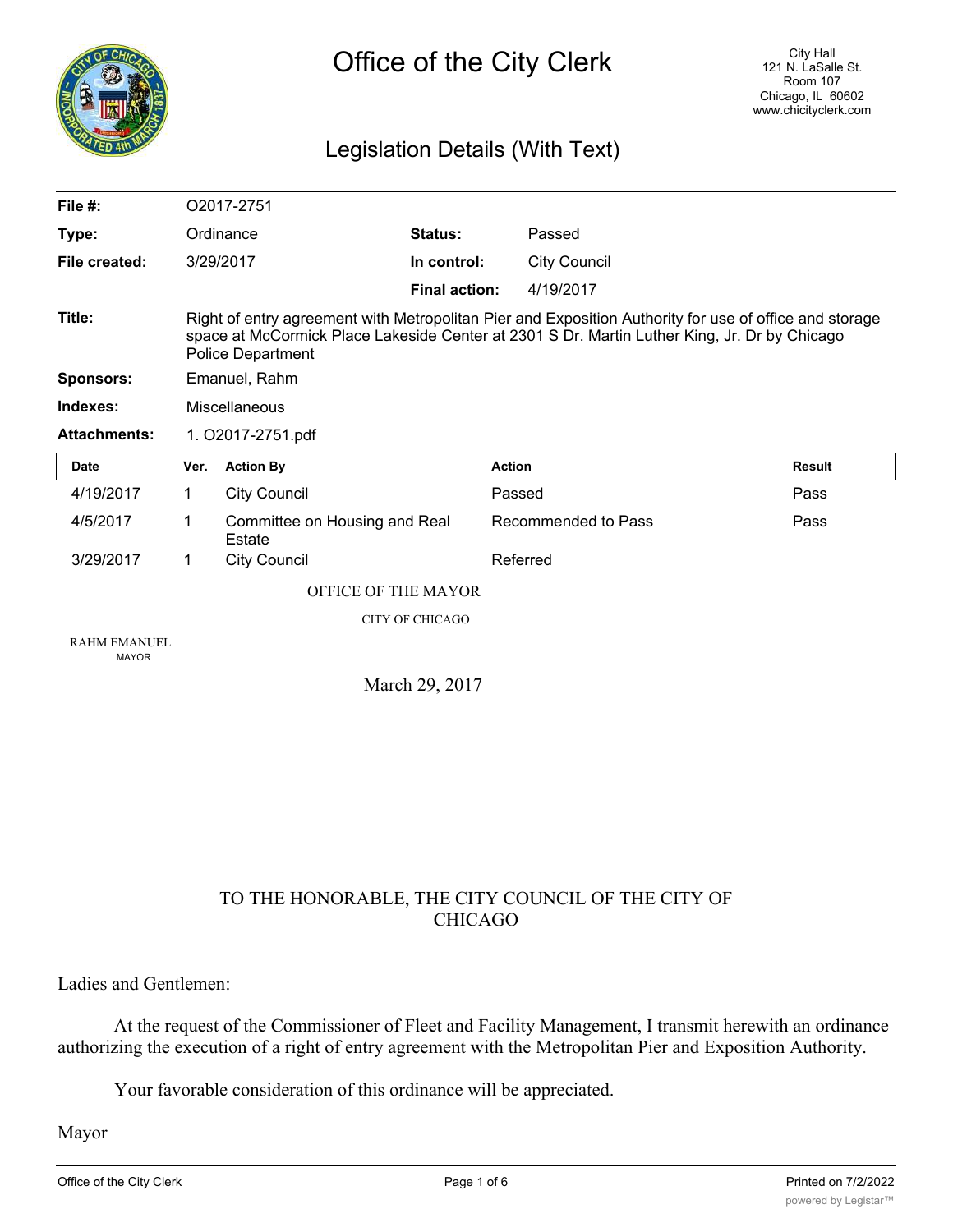# Office of the City Clerk

City Hall
121 N. LaSalle St.
Room 107
Chicago, IL 60602
www.chicityclerk.com

## Legislation Details (With Text)

| | | | |
|---|---|---|---|
| **File #:** | O2017-2751 | | |
| **Type:** | Ordinance | **Status:** | Passed |
| **File created:** | 3/29/2017 | **In control:** | City Council |
| | | **Final action:** | 4/19/2017 |

**Title:** Right of entry agreement with Metropolitan Pier and Exposition Authority for use of office and storage space at McCormick Place Lakeside Center at 2301 S Dr. Martin Luther King, Jr. Dr by Chicago Police Department

**Sponsors:** Emanuel, Rahm

**Indexes:** Miscellaneous

**Attachments:** 1. O2017-2751.pdf

| Date | Ver. | Action By | Action | Result |
|---|---|---|---|---|
| 4/19/2017 | 1 | City Council | Passed | Pass |
| 4/5/2017 | 1 | Committee on Housing and Real Estate | Recommended to Pass | Pass |
| 3/29/2017 | 1 | City Council | Referred | |

OFFICE OF THE MAYOR

CITY OF CHICAGO

RAHM EMANUEL
MAYOR

March 29, 2017

TO THE HONORABLE, THE CITY COUNCIL OF THE CITY OF CHICAGO

Ladies and Gentlemen:

At the request of the Commissioner of Fleet and Facility Management, I transmit herewith an ordinance authorizing the execution of a right of entry agreement with the Metropolitan Pier and Exposition Authority.

Your favorable consideration of this ordinance will be appreciated.

Mayor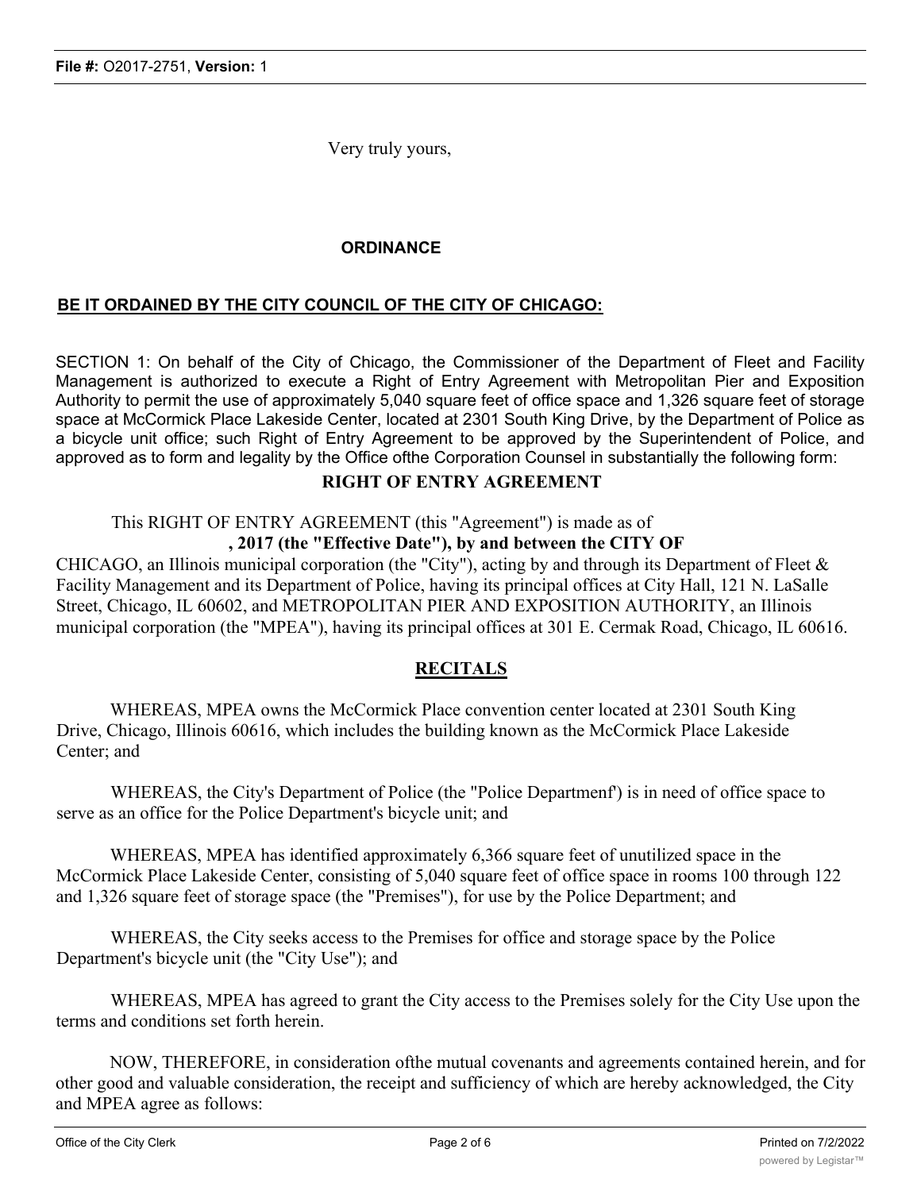Very truly yours,

**ORDINANCE**

**BE IT ORDAINED BY THE CITY COUNCIL OF THE CITY OF CHICAGO:**

SECTION 1: On behalf of the City of Chicago, the Commissioner of the Department of Fleet and Facility Management is authorized to execute a Right of Entry Agreement with Metropolitan Pier and Exposition Authority to permit the use of approximately 5,040 square feet of office space and 1,326 square feet of storage space at McCormick Place Lakeside Center, located at 2301 South King Drive, by the Department of Police as a bicycle unit office; such Right of Entry Agreement to be approved by the Superintendent of Police, and approved as to form and legality by the Office ofthe Corporation Counsel in substantially the following form:

## RIGHT OF ENTRY AGREEMENT

This RIGHT OF ENTRY AGREEMENT (this "Agreement") is made as of **, 2017 (the "Effective Date"), by and between the CITY OF** CHICAGO, an Illinois municipal corporation (the "City"), acting by and through its Department of Fleet & Facility Management and its Department of Police, having its principal offices at City Hall, 121 N. LaSalle Street, Chicago, IL 60602, and METROPOLITAN PIER AND EXPOSITION AUTHORITY, an Illinois municipal corporation (the "MPEA"), having its principal offices at 301 E. Cermak Road, Chicago, IL 60616.

## RECITALS

WHEREAS, MPEA owns the McCormick Place convention center located at 2301 South King Drive, Chicago, Illinois 60616, which includes the building known as the McCormick Place Lakeside Center; and

WHEREAS, the City's Department of Police (the "Police Departmenf') is in need of office space to serve as an office for the Police Department's bicycle unit; and

WHEREAS, MPEA has identified approximately 6,366 square feet of unutilized space in the McCormick Place Lakeside Center, consisting of 5,040 square feet of office space in rooms 100 through 122 and 1,326 square feet of storage space (the "Premises"), for use by the Police Department; and

WHEREAS, the City seeks access to the Premises for office and storage space by the Police Department's bicycle unit (the "City Use"); and

WHEREAS, MPEA has agreed to grant the City access to the Premises solely for the City Use upon the terms and conditions set forth herein.

NOW, THEREFORE, in consideration ofthe mutual covenants and agreements contained herein, and for other good and valuable consideration, the receipt and sufficiency of which are hereby acknowledged, the City and MPEA agree as follows: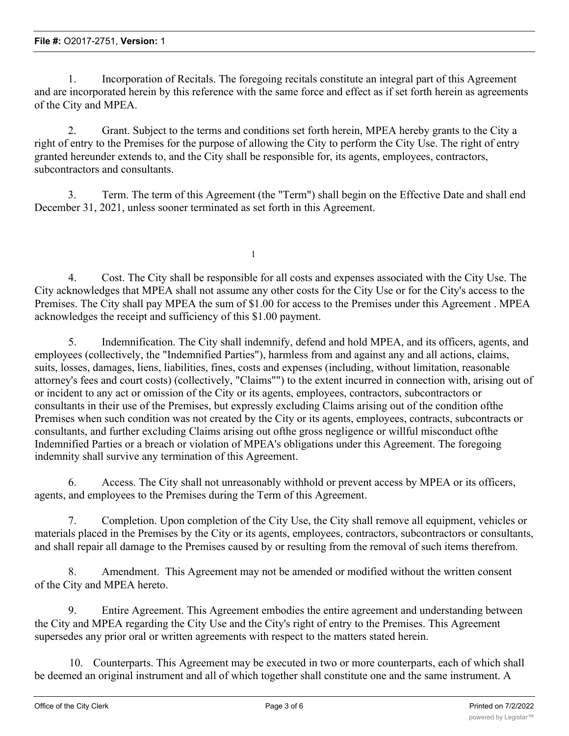1. Incorporation of Recitals. The foregoing recitals constitute an integral part of this Agreement and are incorporated herein by this reference with the same force and effect as if set forth herein as agreements of the City and MPEA.

2. Grant. Subject to the terms and conditions set forth herein, MPEA hereby grants to the City a right of entry to the Premises for the purpose of allowing the City to perform the City Use. The right of entry granted hereunder extends to, and the City shall be responsible for, its agents, employees, contractors, subcontractors and consultants.

3. Term. The term of this Agreement (the "Term") shall begin on the Effective Date and shall end December 31, 2021, unless sooner terminated as set forth in this Agreement.

4. Cost. The City shall be responsible for all costs and expenses associated with the City Use. The City acknowledges that MPEA shall not assume any other costs for the City Use or for the City's access to the Premises. The City shall pay MPEA the sum of $1.00 for access to the Premises under this Agreement . MPEA acknowledges the receipt and sufficiency of this $1.00 payment.

5. Indemnification. The City shall indemnify, defend and hold MPEA, and its officers, agents, and employees (collectively, the "Indemnified Parties"), harmless from and against any and all actions, claims, suits, losses, damages, liens, liabilities, fines, costs and expenses (including, without limitation, reasonable attorney's fees and court costs) (collectively, "Claims"") to the extent incurred in connection with, arising out of or incident to any act or omission of the City or its agents, employees, contractors, subcontractors or consultants in their use of the Premises, but expressly excluding Claims arising out of the condition ofthe Premises when such condition was not created by the City or its agents, employees, contracts, subcontracts or consultants, and further excluding Claims arising out ofthe gross negligence or willful misconduct ofthe Indemnified Parties or a breach or violation of MPEA's obligations under this Agreement. The foregoing indemnity shall survive any termination of this Agreement.

6. Access. The City shall not unreasonably withhold or prevent access by MPEA or its officers, agents, and employees to the Premises during the Term of this Agreement.

7. Completion. Upon completion of the City Use, the City shall remove all equipment, vehicles or materials placed in the Premises by the City or its agents, employees, contractors, subcontractors or consultants, and shall repair all damage to the Premises caused by or resulting from the removal of such items therefrom.

8. Amendment. This Agreement may not be amended or modified without the written consent of the City and MPEA hereto.

9. Entire Agreement. This Agreement embodies the entire agreement and understanding between the City and MPEA regarding the City Use and the City's right of entry to the Premises. This Agreement supersedes any prior oral or written agreements with respect to the matters stated herein.

10. Counterparts. This Agreement may be executed in two or more counterparts, each of which shall be deemed an original instrument and all of which together shall constitute one and the same instrument. A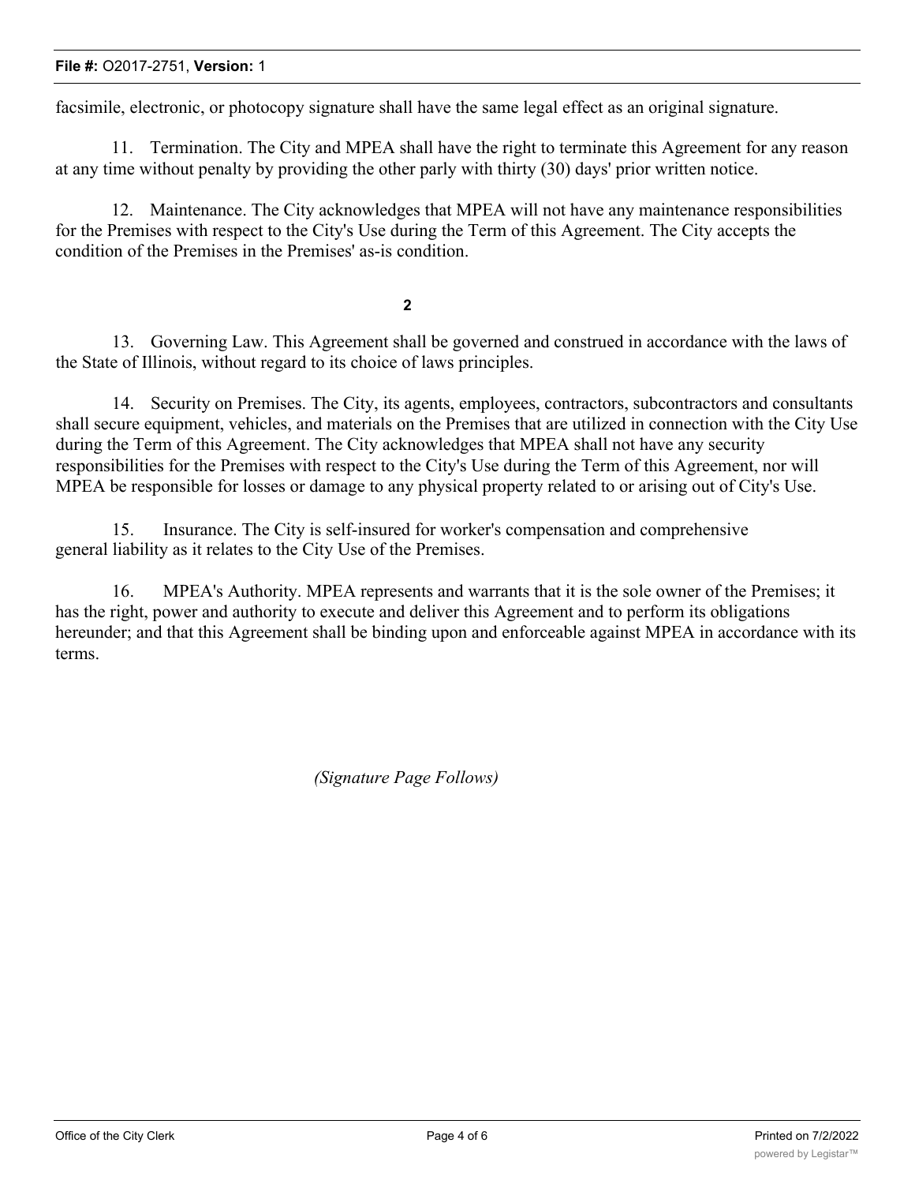facsimile, electronic, or photocopy signature shall have the same legal effect as an original signature.

11. Termination. The City and MPEA shall have the right to terminate this Agreement for any reason at any time without penalty by providing the other parly with thirty (30) days' prior written notice.

12. Maintenance. The City acknowledges that MPEA will not have any maintenance responsibilities for the Premises with respect to the City's Use during the Term of this Agreement. The City accepts the condition of the Premises in the Premises' as-is condition.

13. Governing Law. This Agreement shall be governed and construed in accordance with the laws of the State of Illinois, without regard to its choice of laws principles.

14. Security on Premises. The City, its agents, employees, contractors, subcontractors and consultants shall secure equipment, vehicles, and materials on the Premises that are utilized in connection with the City Use during the Term of this Agreement. The City acknowledges that MPEA shall not have any security responsibilities for the Premises with respect to the City's Use during the Term of this Agreement, nor will MPEA be responsible for losses or damage to any physical property related to or arising out of City's Use.

15. Insurance. The City is self-insured for worker's compensation and comprehensive general liability as it relates to the City Use of the Premises.

16. MPEA's Authority. MPEA represents and warrants that it is the sole owner of the Premises; it has the right, power and authority to execute and deliver this Agreement and to perform its obligations hereunder; and that this Agreement shall be binding upon and enforceable against MPEA in accordance with its terms.

*(Signature Page Follows)*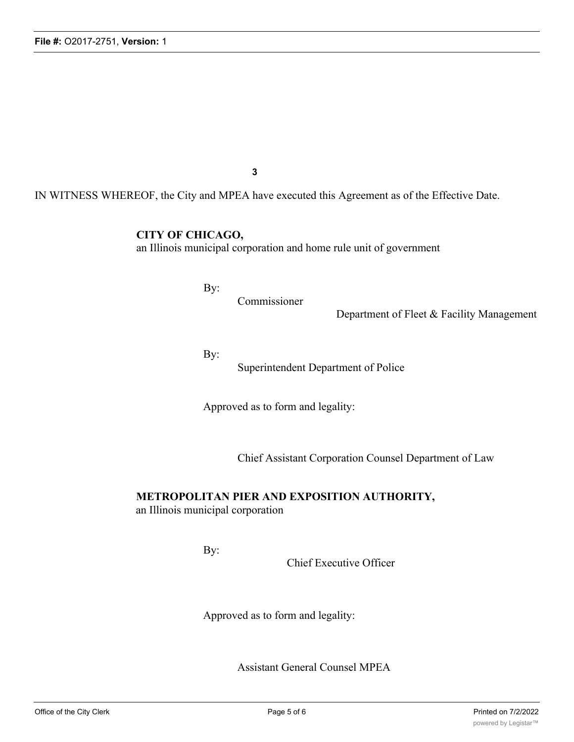IN WITNESS WHEREOF, the City and MPEA have executed this Agreement as of the Effective Date.

**CITY OF CHICAGO,**
an Illinois municipal corporation and home rule unit of government

By:
Commissioner
Department of Fleet & Facility Management

By:
Superintendent Department of Police

Approved as to form and legality:

Chief Assistant Corporation Counsel Department of Law

**METROPOLITAN PIER AND EXPOSITION AUTHORITY,**
an Illinois municipal corporation

By:
Chief Executive Officer

Approved as to form and legality:

Assistant General Counsel MPEA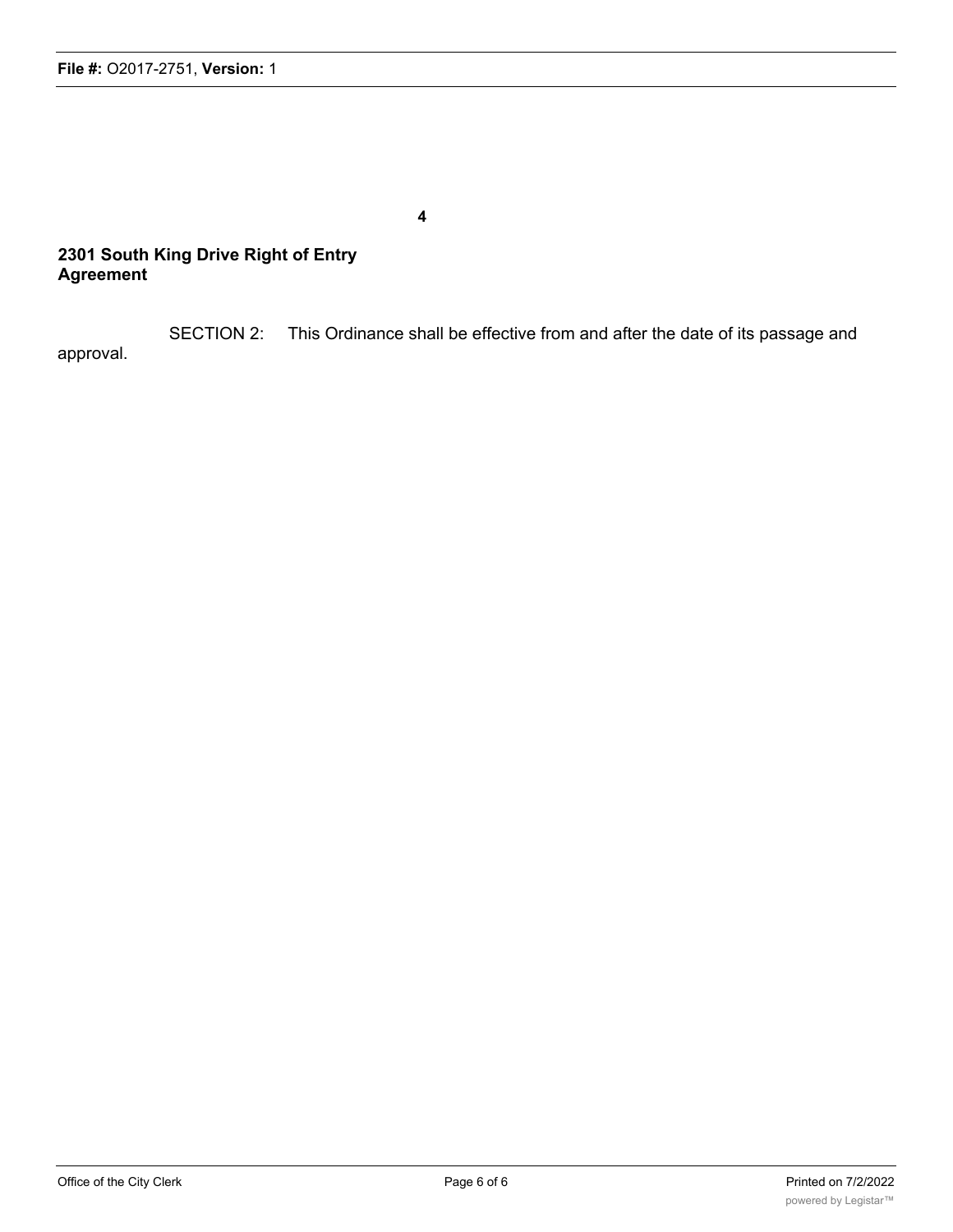4

**2301 South King Drive Right of Entry Agreement**

SECTION 2: This Ordinance shall be effective from and after the date of its passage and approval.